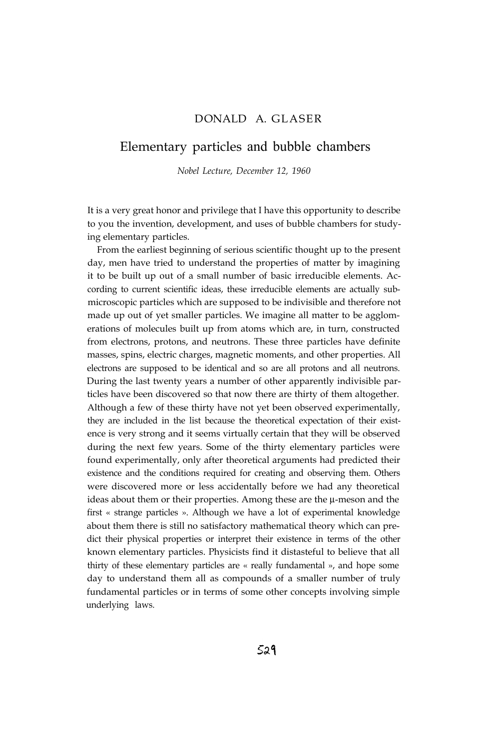DONALD A. GLASER

# Elementary particles and bubble chambers

*Nobel Lecture, December 12, 1960*

It is a very great honor and privilege that I have this opportunity to describe to you the invention, development, and uses of bubble chambers for studying elementary particles.

From the earliest beginning of serious scientific thought up to the present day, men have tried to understand the properties of matter by imagining it to be built up out of a small number of basic irreducible elements. According to current scientific ideas, these irreducible elements are actually submicroscopic particles which are supposed to be indivisible and therefore not made up out of yet smaller particles. We imagine all matter to be agglomerations of molecules built up from atoms which are, in turn, constructed from electrons, protons, and neutrons. These three particles have definite masses, spins, electric charges, magnetic moments, and other properties. All electrons are supposed to be identical and so are all protons and all neutrons. During the last twenty years a number of other apparently indivisible particles have been discovered so that now there are thirty of them altogether. Although a few of these thirty have not yet been observed experimentally, they are included in the list because the theoretical expectation of their existence is very strong and it seems virtually certain that they will be observed during the next few years. Some of the thirty elementary particles were found experimentally, only after theoretical arguments had predicted their existence and the conditions required for creating and observing them. Others were discovered more or less accidentally before we had any theoretical ideas about them or their properties. Among these are the μ-meson and the first « strange particles ». Although we have a lot of experimental knowledge about them there is still no satisfactory mathematical theory which can predict their physical properties or interpret their existence in terms of the other known elementary particles. Physicists find it distasteful to believe that all thirty of these elementary particles are « really fundamental », and hope some day to understand them all as compounds of a smaller number of truly fundamental particles or in terms of some other concepts involving simple underlying laws.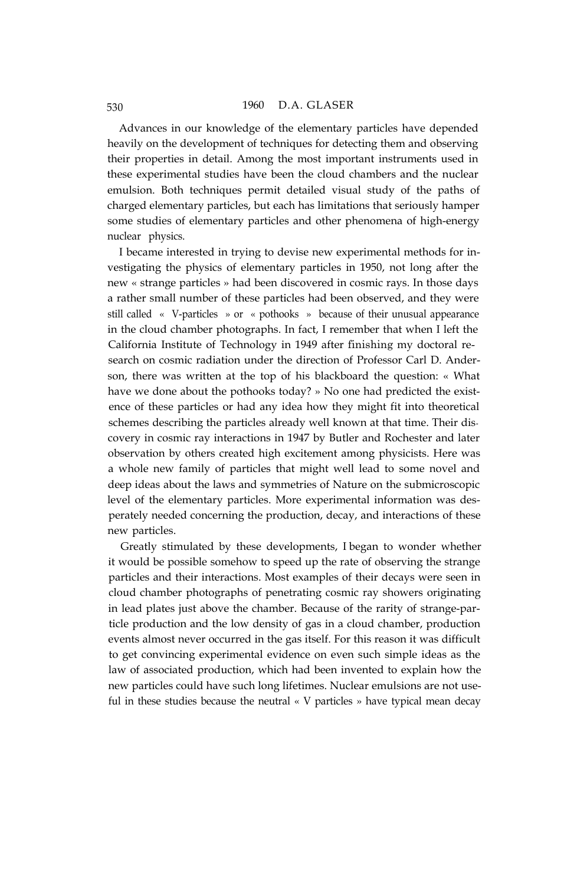Advances in our knowledge of the elementary particles have depended heavily on the development of techniques for detecting them and observing their properties in detail. Among the most important instruments used in these experimental studies have been the cloud chambers and the nuclear emulsion. Both techniques permit detailed visual study of the paths of charged elementary particles, but each has limitations that seriously hamper some studies of elementary particles and other phenomena of high-energy nuclear physics.

I became interested in trying to devise new experimental methods for investigating the physics of elementary particles in 1950, not long after the new « strange particles » had been discovered in cosmic rays. In those days a rather small number of these particles had been observed, and they were still called « V-particles » or « pothooks » because of their unusual appearance in the cloud chamber photographs. In fact, I remember that when I left the California Institute of Technology in 1949 after finishing my doctoral research on cosmic radiation under the direction of Professor Carl D. Anderson, there was written at the top of his blackboard the question: « What have we done about the pothooks today? » No one had predicted the existence of these particles or had any idea how they might fit into theoretical schemes describing the particles already well known at that time. Their discovery in cosmic ray interactions in 1947 by Butler and Rochester and later observation by others created high excitement among physicists. Here was a whole new family of particles that might well lead to some novel and deep ideas about the laws and symmetries of Nature on the submicroscopic level of the elementary particles. More experimental information was desperately needed concerning the production, decay, and interactions of these new particles.

Greatly stimulated by these developments, I began to wonder whether it would be possible somehow to speed up the rate of observing the strange particles and their interactions. Most examples of their decays were seen in cloud chamber photographs of penetrating cosmic ray showers originating in lead plates just above the chamber. Because of the rarity of strange-particle production and the low density of gas in a cloud chamber, production events almost never occurred in the gas itself. For this reason it was difficult to get convincing experimental evidence on even such simple ideas as the law of associated production, which had been invented to explain how the new particles could have such long lifetimes. Nuclear emulsions are not useful in these studies because the neutral « V particles » have typical mean decay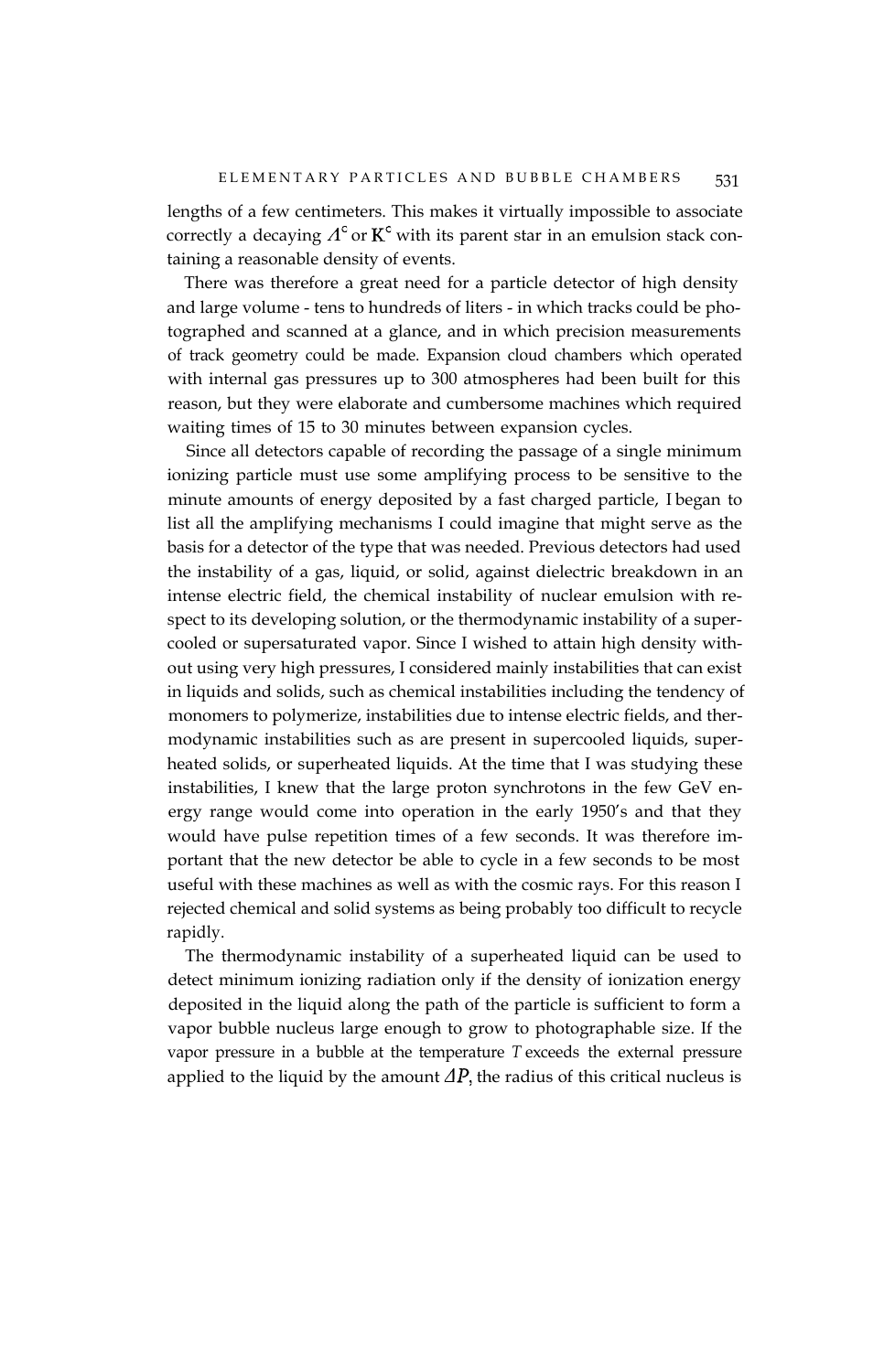lengths of a few centimeters. This makes it virtually impossible to associate correctly a decaying $\Lambda^c$ or $K^c$ with its parent star in an emulsion stack containing a reasonable density of events.

There was therefore a great need for a particle detector of high density and large volume - tens to hundreds of liters - in which tracks could be photographed and scanned at a glance, and in which precision measurements of track geometry could be made. Expansion cloud chambers which operated with internal gas pressures up to 300 atmospheres had been built for this reason, but they were elaborate and cumbersome machines which required waiting times of 15 to 30 minutes between expansion cycles.

Since all detectors capable of recording the passage of a single minimum ionizing particle must use some amplifying process to be sensitive to the minute amounts of energy deposited by a fast charged particle, I began to list all the amplifying mechanisms I could imagine that might serve as the basis for a detector of the type that was needed. Previous detectors had used the instability of a gas, liquid, or solid, against dielectric breakdown in an intense electric field, the chemical instability of nuclear emulsion with respect to its developing solution, or the thermodynamic instability of a supercooled or supersaturated vapor. Since I wished to attain high density without using very high pressures, I considered mainly instabilities that can exist in liquids and solids, such as chemical instabilities including the tendency of monomers to polymerize, instabilities due to intense electric fields, and thermodynamic instabilities such as are present in supercooled liquids, superheated solids, or superheated liquids. At the time that I was studying these instabilities, I knew that the large proton synchrotons in the few GeV energy range would come into operation in the early 1950's and that they would have pulse repetition times of a few seconds. It was therefore important that the new detector be able to cycle in a few seconds to be most useful with these machines as well as with the cosmic rays. For this reason I rejected chemical and solid systems as being probably too difficult to recycle rapidly.

The thermodynamic instability of a superheated liquid can be used to detect minimum ionizing radiation only if the density of ionization energy deposited in the liquid along the path of the particle is sufficient to form a vapor bubble nucleus large enough to grow to photographable size. If the vapor pressure in a bubble at the temperature $T$ exceeds the external pressure applied to the liquid by the amount $\Delta P$, the radius of this critical nucleus is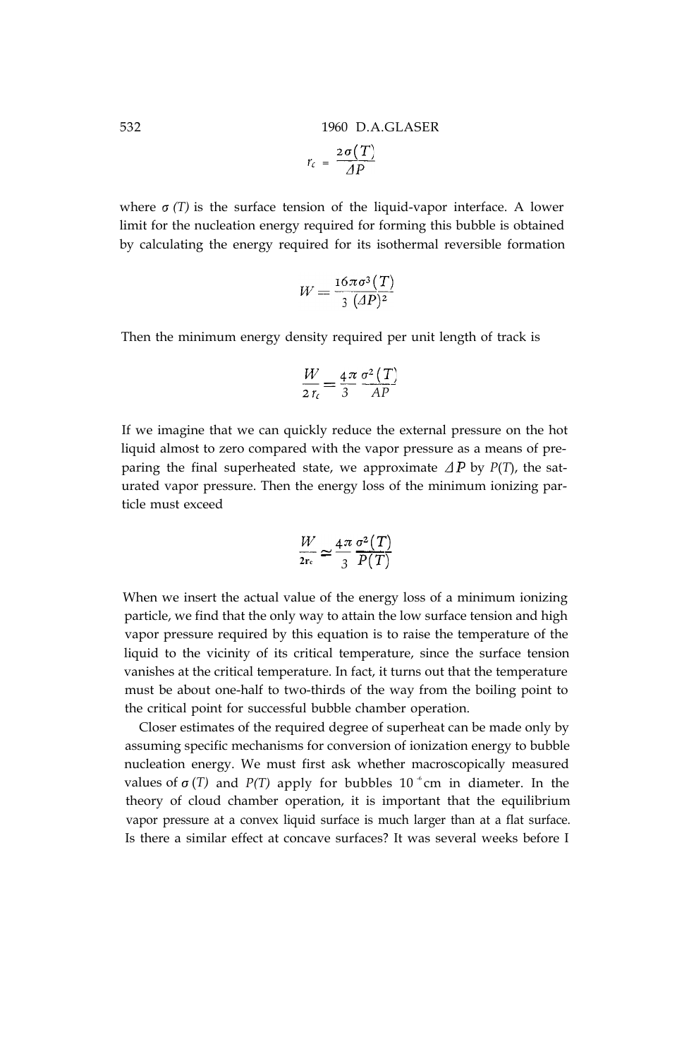$$r_c = \frac{2\sigma(T)}{\Delta P}$$

where $\sigma(T)$ is the surface tension of the liquid-vapor interface. A lower limit for the nucleation energy required for forming this bubble is obtained by calculating the energy required for its isothermal reversible formation

$$W = \frac{16\pi\sigma^3(T)}{3\,(\Delta P)^2}$$

Then the minimum energy density required per unit length of track is

$$\frac{W}{2\,r_c} = \frac{4\pi}{3}\,\frac{\sigma^2(T)}{\Delta P}$$

If we imagine that we can quickly reduce the external pressure on the hot liquid almost to zero compared with the vapor pressure as a means of preparing the final superheated state, we approximate $\Delta P$ by $P(T)$, the saturated vapor pressure. Then the energy loss of the minimum ionizing particle must exceed

$$\frac{W}{2r_c} \simeq \frac{4\pi}{3}\,\frac{\sigma^2(T)}{P(T)}$$

When we insert the actual value of the energy loss of a minimum ionizing particle, we find that the only way to attain the low surface tension and high vapor pressure required by this equation is to raise the temperature of the liquid to the vicinity of its critical temperature, since the surface tension vanishes at the critical temperature. In fact, it turns out that the temperature must be about one-half to two-thirds of the way from the boiling point to the critical point for successful bubble chamber operation.

Closer estimates of the required degree of superheat can be made only by assuming specific mechanisms for conversion of ionization energy to bubble nucleation energy. We must first ask whether macroscopically measured values of $\sigma(T)$ and $P(T)$ apply for bubbles $10^{-6}$ cm in diameter. In the theory of cloud chamber operation, it is important that the equilibrium vapor pressure at a convex liquid surface is much larger than at a flat surface. Is there a similar effect at concave surfaces? It was several weeks before I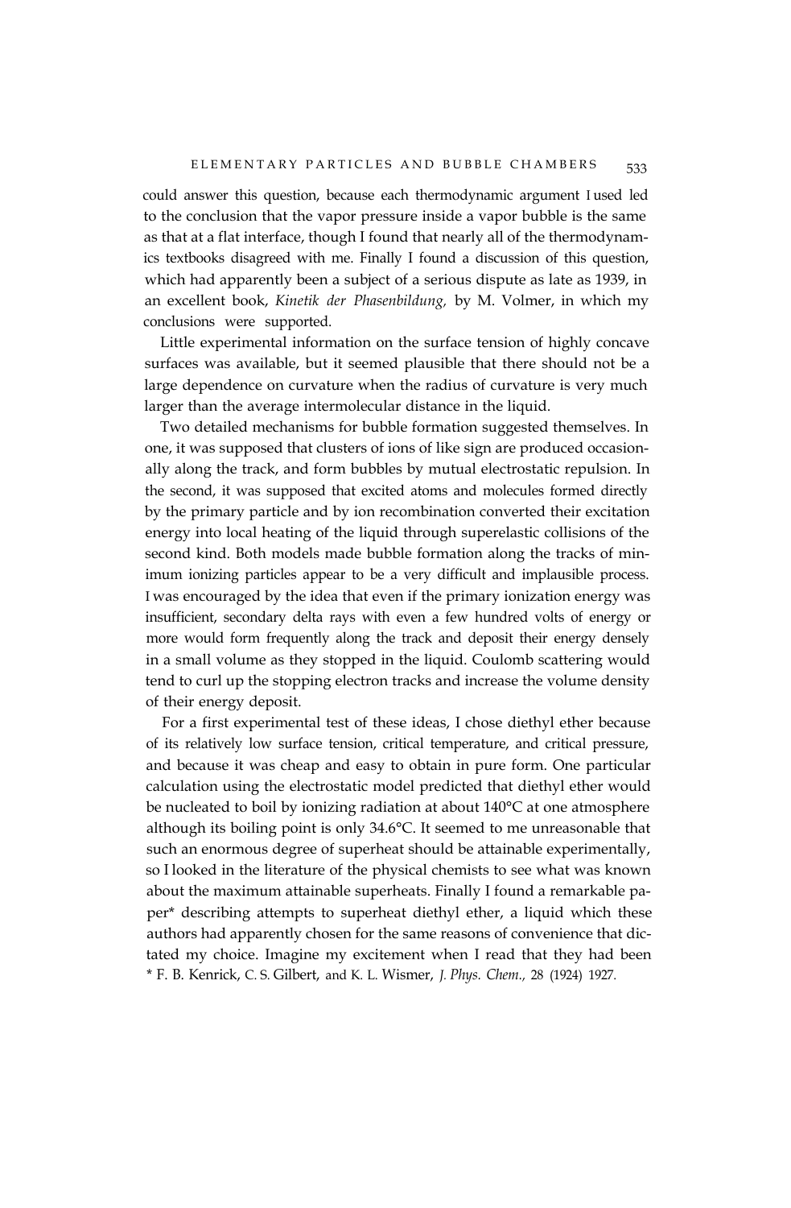could answer this question, because each thermodynamic argument I used led to the conclusion that the vapor pressure inside a vapor bubble is the same as that at a flat interface, though I found that nearly all of the thermodynamics textbooks disagreed with me. Finally I found a discussion of this question, which had apparently been a subject of a serious dispute as late as 1939, in an excellent book, *Kinetik der Phasenbildung,* by M. Volmer, in which my conclusions were supported.

Little experimental information on the surface tension of highly concave surfaces was available, but it seemed plausible that there should not be a large dependence on curvature when the radius of curvature is very much larger than the average intermolecular distance in the liquid.

Two detailed mechanisms for bubble formation suggested themselves. In one, it was supposed that clusters of ions of like sign are produced occasionally along the track, and form bubbles by mutual electrostatic repulsion. In the second, it was supposed that excited atoms and molecules formed directly by the primary particle and by ion recombination converted their excitation energy into local heating of the liquid through superelastic collisions of the second kind. Both models made bubble formation along the tracks of minimum ionizing particles appear to be a very difficult and implausible process. I was encouraged by the idea that even if the primary ionization energy was insufficient, secondary delta rays with even a few hundred volts of energy or more would form frequently along the track and deposit their energy densely in a small volume as they stopped in the liquid. Coulomb scattering would tend to curl up the stopping electron tracks and increase the volume density of their energy deposit.

For a first experimental test of these ideas, I chose diethyl ether because of its relatively low surface tension, critical temperature, and critical pressure, and because it was cheap and easy to obtain in pure form. One particular calculation using the electrostatic model predicted that diethyl ether would be nucleated to boil by ionizing radiation at about 140°C at one atmosphere although its boiling point is only 34.6°C. It seemed to me unreasonable that such an enormous degree of superheat should be attainable experimentally, so I looked in the literature of the physical chemists to see what was known about the maximum attainable superheats. Finally I found a remarkable paper* describing attempts to superheat diethyl ether, a liquid which these authors had apparently chosen for the same reasons of convenience that dictated my choice. Imagine my excitement when I read that they had been

\* F. B. Kenrick, C. S. Gilbert, and K. L. Wismer, *J. Phys. Chem.,* 28 (1924) 1927.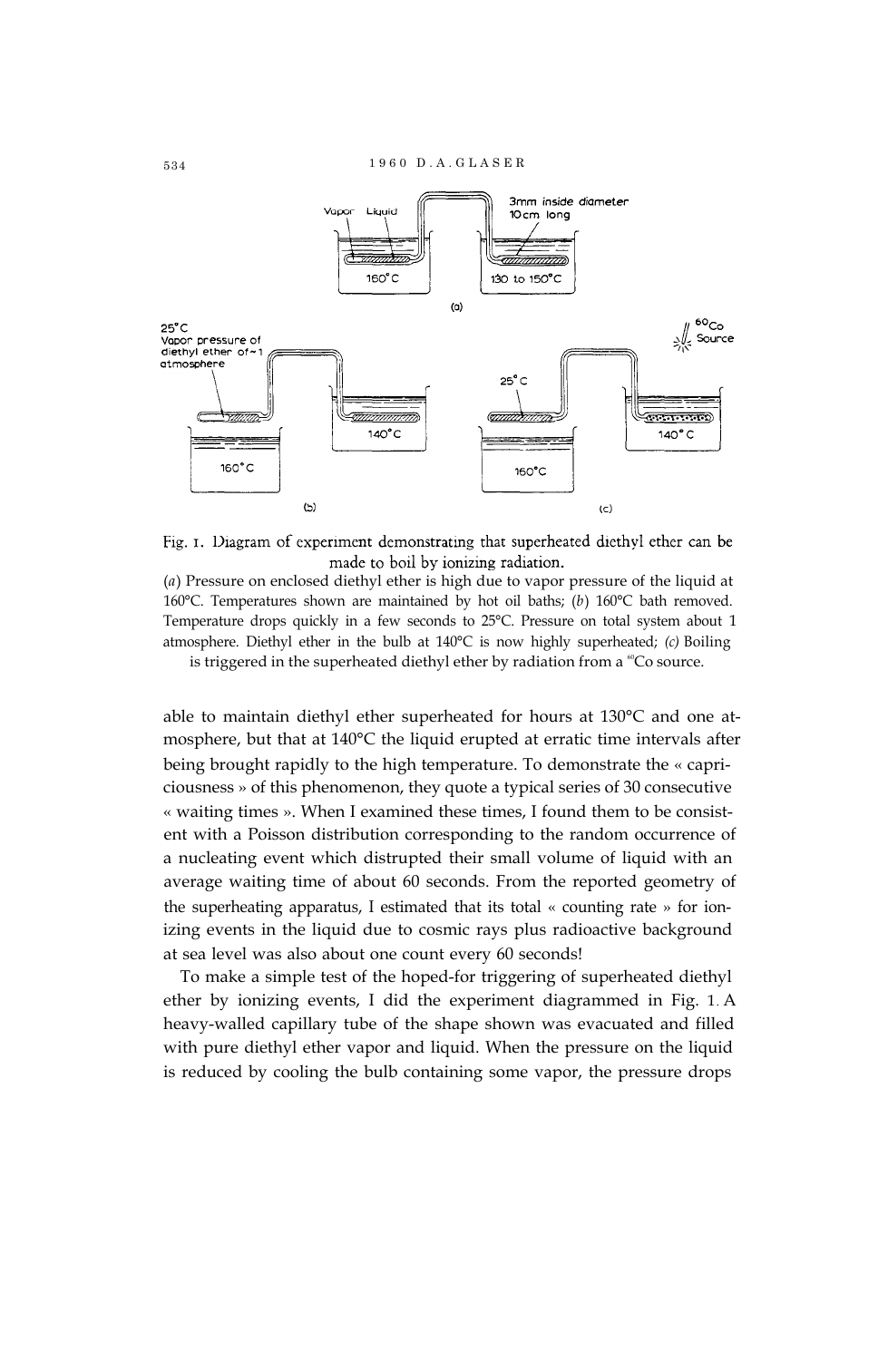Fig. 1. Diagram of experiment demonstrating that superheated diethyl ether can be made to boil by ionizing radiation.

(*a*) Pressure on enclosed diethyl ether is high due to vapor pressure of the liquid at 160°C. Temperatures shown are maintained by hot oil baths; (*b*) 160°C bath removed. Temperature drops quickly in a few seconds to 25°C. Pressure on total system about 1 atmosphere. Diethyl ether in the bulb at 140°C is now highly superheated; *(c)* Boiling is triggered in the superheated diethyl ether by radiation from a $^{60}$Co source.

able to maintain diethyl ether superheated for hours at 130°C and one atmosphere, but that at 140°C the liquid erupted at erratic time intervals after being brought rapidly to the high temperature. To demonstrate the « capriciousness » of this phenomenon, they quote a typical series of 30 consecutive « waiting times ». When I examined these times, I found them to be consistent with a Poisson distribution corresponding to the random occurrence of a nucleating event which distrupted their small volume of liquid with an average waiting time of about 60 seconds. From the reported geometry of the superheating apparatus, I estimated that its total « counting rate » for ionizing events in the liquid due to cosmic rays plus radioactive background at sea level was also about one count every 60 seconds!

To make a simple test of the hoped-for triggering of superheated diethyl ether by ionizing events, I did the experiment diagrammed in Fig. 1. A heavy-walled capillary tube of the shape shown was evacuated and filled with pure diethyl ether vapor and liquid. When the pressure on the liquid is reduced by cooling the bulb containing some vapor, the pressure drops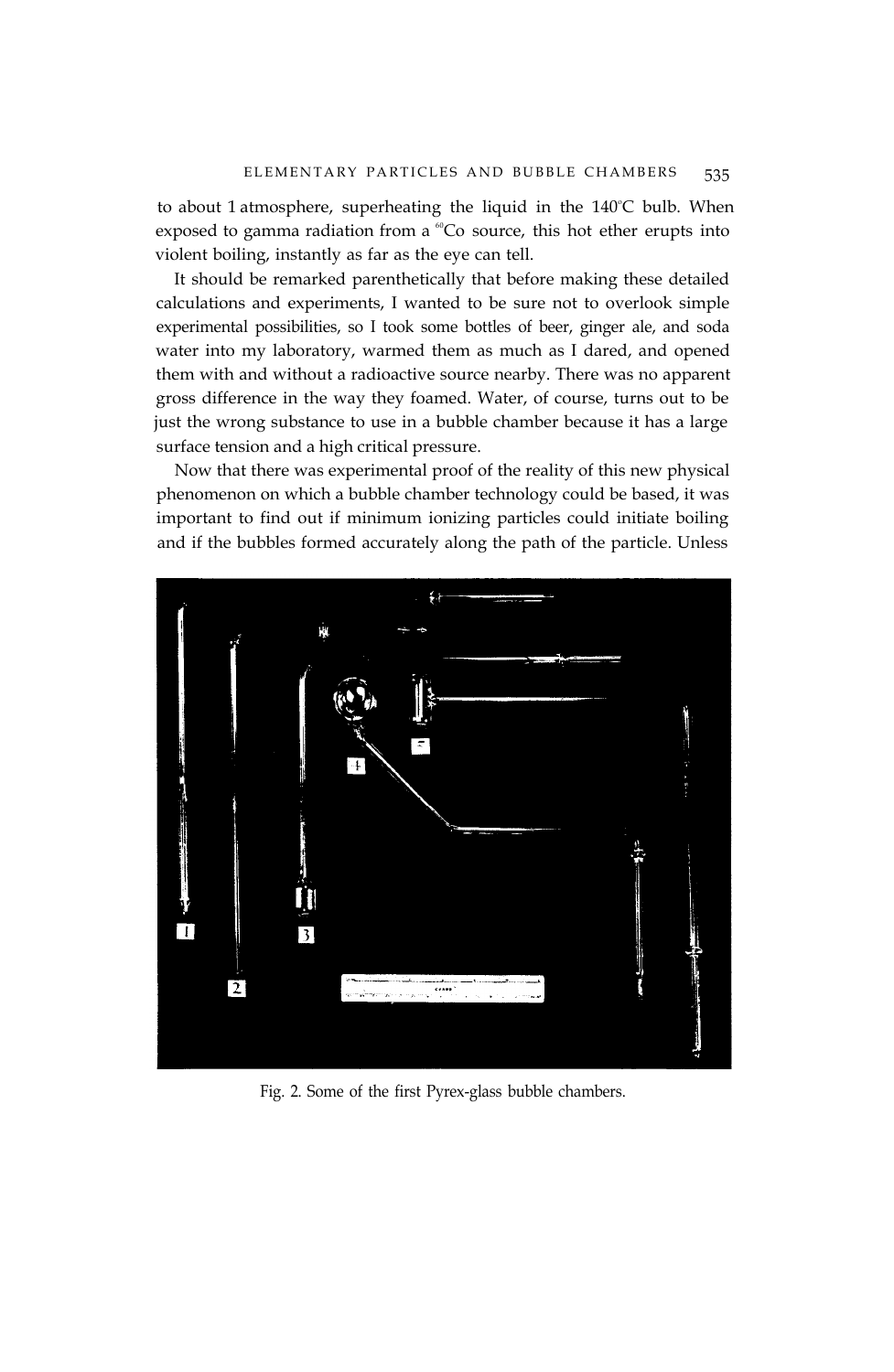to about 1 atmosphere, superheating the liquid in the 140°C bulb. When exposed to gamma radiation from a $^{60}$Co source, this hot ether erupts into violent boiling, instantly as far as the eye can tell.

It should be remarked parenthetically that before making these detailed calculations and experiments, I wanted to be sure not to overlook simple experimental possibilities, so I took some bottles of beer, ginger ale, and soda water into my laboratory, warmed them as much as I dared, and opened them with and without a radioactive source nearby. There was no apparent gross difference in the way they foamed. Water, of course, turns out to be just the wrong substance to use in a bubble chamber because it has a large surface tension and a high critical pressure.

Now that there was experimental proof of the reality of this new physical phenomenon on which a bubble chamber technology could be based, it was important to find out if minimum ionizing particles could initiate boiling and if the bubbles formed accurately along the path of the particle. Unless

Fig. 2. Some of the first Pyrex-glass bubble chambers.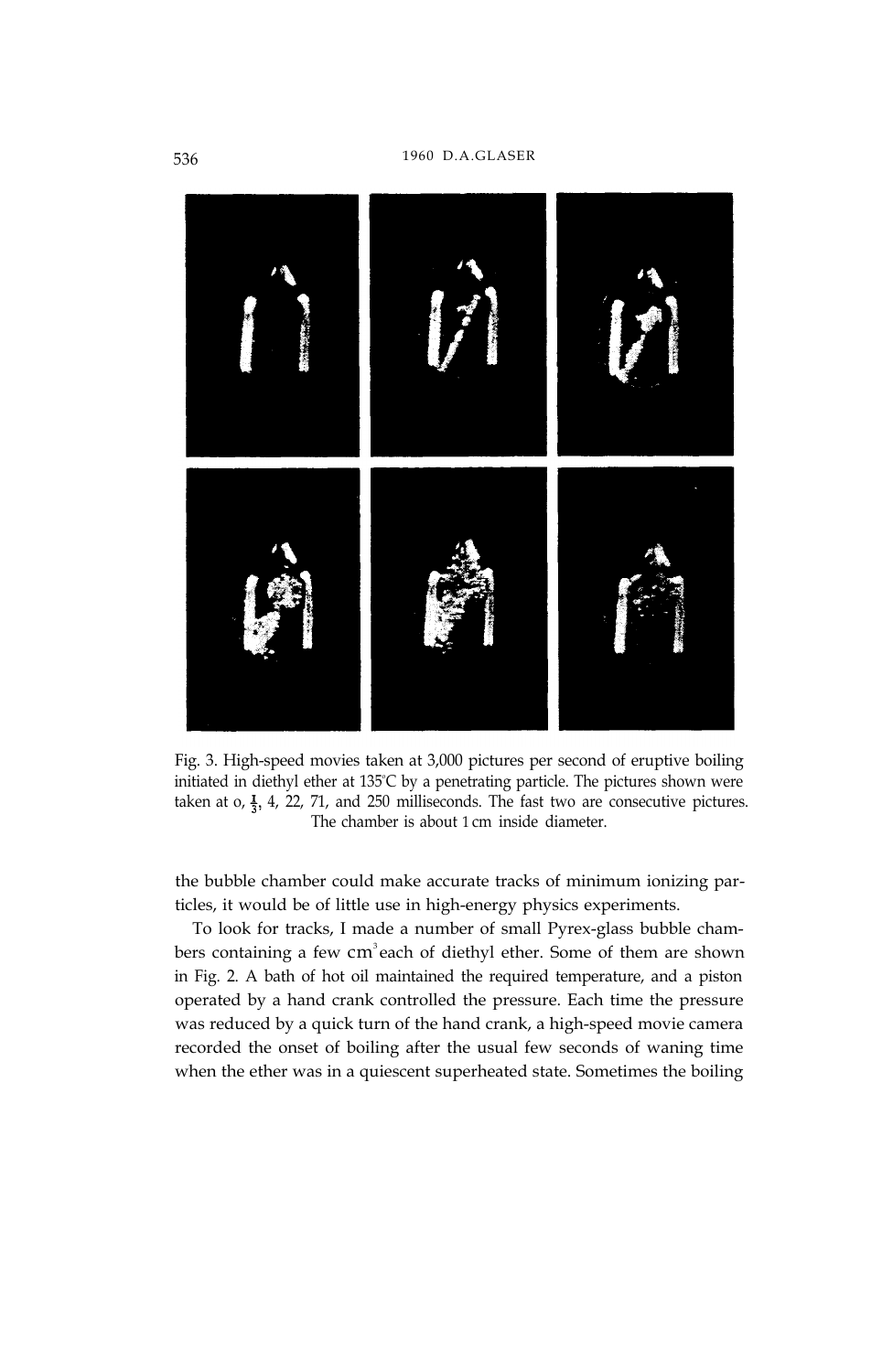Fig. 3. High-speed movies taken at 3,000 pictures per second of eruptive boiling initiated in diethyl ether at 135°C by a penetrating particle. The pictures shown were taken at 0, $\frac{1}{3}$, 4, 22, 71, and 250 milliseconds. The fast two are consecutive pictures. The chamber is about 1 cm inside diameter.

the bubble chamber could make accurate tracks of minimum ionizing particles, it would be of little use in high-energy physics experiments.

To look for tracks, I made a number of small Pyrex-glass bubble chambers containing a few $cm^3$ each of diethyl ether. Some of them are shown in Fig. 2. A bath of hot oil maintained the required temperature, and a piston operated by a hand crank controlled the pressure. Each time the pressure was reduced by a quick turn of the hand crank, a high-speed movie camera recorded the onset of boiling after the usual few seconds of waning time when the ether was in a quiescent superheated state. Sometimes the boiling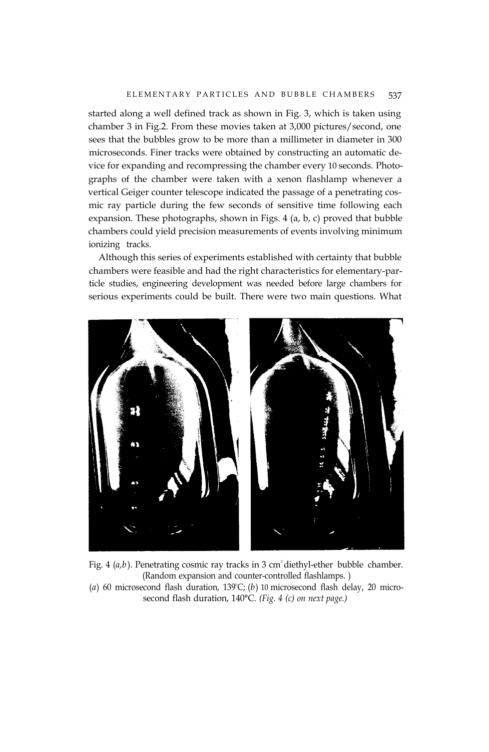started along a well defined track as shown in Fig. 3, which is taken using chamber 3 in Fig.2. From these movies taken at 3,000 pictures/second, one sees that the bubbles grow to be more than a millimeter in diameter in 300 microseconds. Finer tracks were obtained by constructing an automatic device for expanding and recompressing the chamber every 10 seconds. Photographs of the chamber were taken with a xenon flashlamp whenever a vertical Geiger counter telescope indicated the passage of a penetrating cosmic ray particle during the few seconds of sensitive time following each expansion. These photographs, shown in Figs. 4 (a, b, c) proved that bubble chambers could yield precision measurements of events involving minimum ionizing tracks.

Although this series of experiments established with certainty that bubble chambers were feasible and had the right characteristics for elementary-particle studies, engineering development was needed before large chambers for serious experiments could be built. There were two main questions. What

Fig. 4 (*a,b*). Penetrating cosmic ray tracks in 3 $cm^3$ diethyl-ether bubble chamber. (Random expansion and counter-controlled flashlamps.)
(*a*) 60 microsecond flash duration, 139°C; (*b*) 10 microsecond flash delay, 20 microsecond flash duration, 140°C. *(Fig. 4 (c) on next page.)*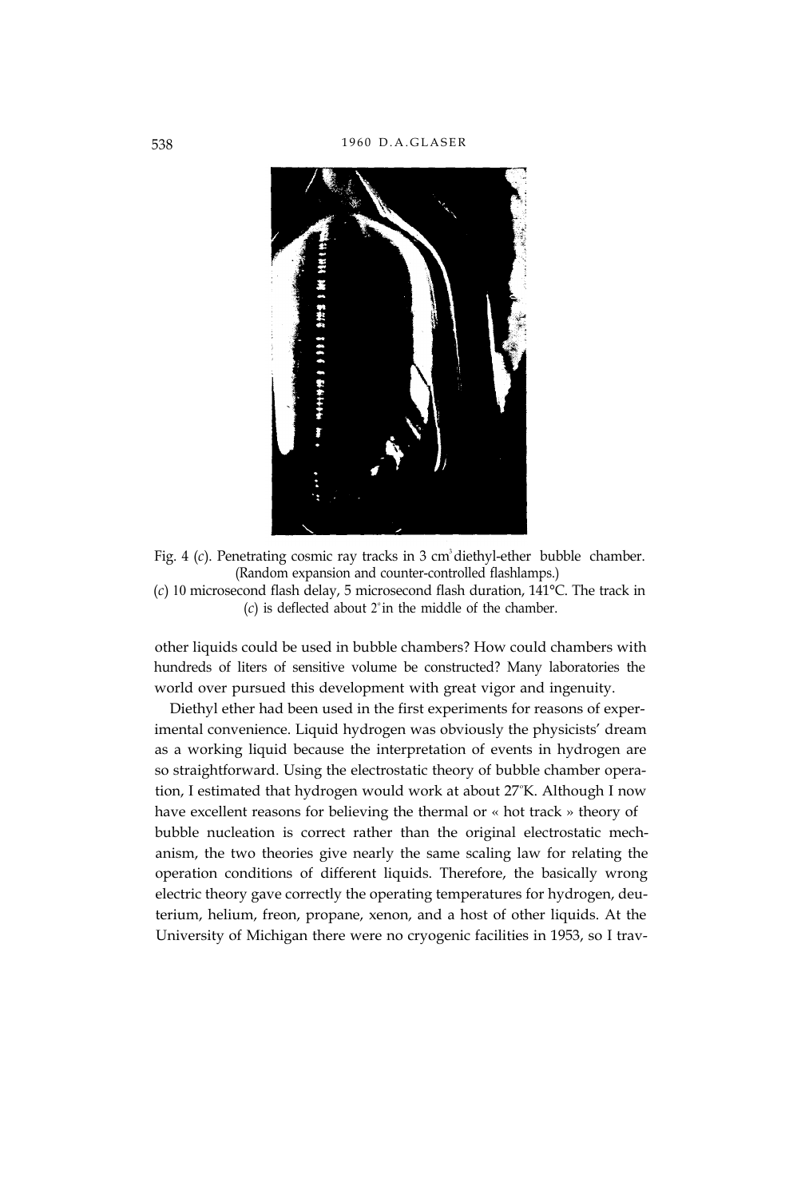Fig. 4 (*c*). Penetrating cosmic ray tracks in 3 cm$^3$ diethyl-ether bubble chamber. (Random expansion and counter-controlled flashlamps.)
(*c*) 10 microsecond flash delay, 5 microsecond flash duration, 141°C. The track in (*c*) is deflected about 2° in the middle of the chamber.

other liquids could be used in bubble chambers? How could chambers with hundreds of liters of sensitive volume be constructed? Many laboratories the world over pursued this development with great vigor and ingenuity.

Diethyl ether had been used in the first experiments for reasons of experimental convenience. Liquid hydrogen was obviously the physicists' dream as a working liquid because the interpretation of events in hydrogen are so straightforward. Using the electrostatic theory of bubble chamber operation, I estimated that hydrogen would work at about 27°K. Although I now have excellent reasons for believing the thermal or « hot track » theory of bubble nucleation is correct rather than the original electrostatic mechanism, the two theories give nearly the same scaling law for relating the operation conditions of different liquids. Therefore, the basically wrong electric theory gave correctly the operating temperatures for hydrogen, deuterium, helium, freon, propane, xenon, and a host of other liquids. At the University of Michigan there were no cryogenic facilities in 1953, so I trav-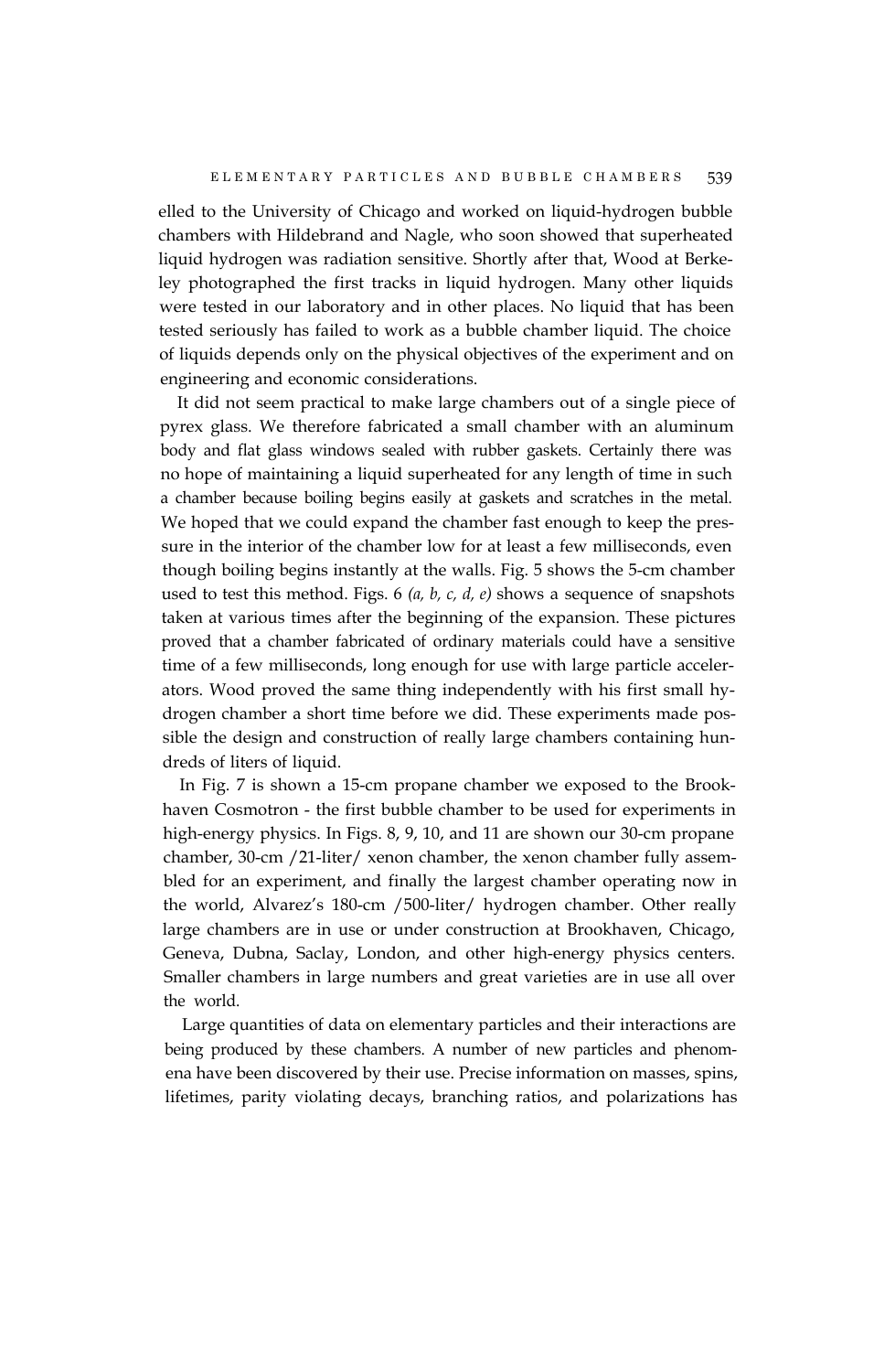elled to the University of Chicago and worked on liquid-hydrogen bubble chambers with Hildebrand and Nagle, who soon showed that superheated liquid hydrogen was radiation sensitive. Shortly after that, Wood at Berkeley photographed the first tracks in liquid hydrogen. Many other liquids were tested in our laboratory and in other places. No liquid that has been tested seriously has failed to work as a bubble chamber liquid. The choice of liquids depends only on the physical objectives of the experiment and on engineering and economic considerations.

It did not seem practical to make large chambers out of a single piece of pyrex glass. We therefore fabricated a small chamber with an aluminum body and flat glass windows sealed with rubber gaskets. Certainly there was no hope of maintaining a liquid superheated for any length of time in such a chamber because boiling begins easily at gaskets and scratches in the metal. We hoped that we could expand the chamber fast enough to keep the pressure in the interior of the chamber low for at least a few milliseconds, even though boiling begins instantly at the walls. Fig. 5 shows the 5-cm chamber used to test this method. Figs. 6 *(a, b, c, d, e)* shows a sequence of snapshots taken at various times after the beginning of the expansion. These pictures proved that a chamber fabricated of ordinary materials could have a sensitive time of a few milliseconds, long enough for use with large particle accelerators. Wood proved the same thing independently with his first small hydrogen chamber a short time before we did. These experiments made possible the design and construction of really large chambers containing hundreds of liters of liquid.

In Fig. 7 is shown a 15-cm propane chamber we exposed to the Brookhaven Cosmotron - the first bubble chamber to be used for experiments in high-energy physics. In Figs. 8, 9, 10, and 11 are shown our 30-cm propane chamber, 30-cm /21-liter/ xenon chamber, the xenon chamber fully assembled for an experiment, and finally the largest chamber operating now in the world, Alvarez's 180-cm /500-liter/ hydrogen chamber. Other really large chambers are in use or under construction at Brookhaven, Chicago, Geneva, Dubna, Saclay, London, and other high-energy physics centers. Smaller chambers in large numbers and great varieties are in use all over the world.

Large quantities of data on elementary particles and their interactions are being produced by these chambers. A number of new particles and phenomena have been discovered by their use. Precise information on masses, spins, lifetimes, parity violating decays, branching ratios, and polarizations has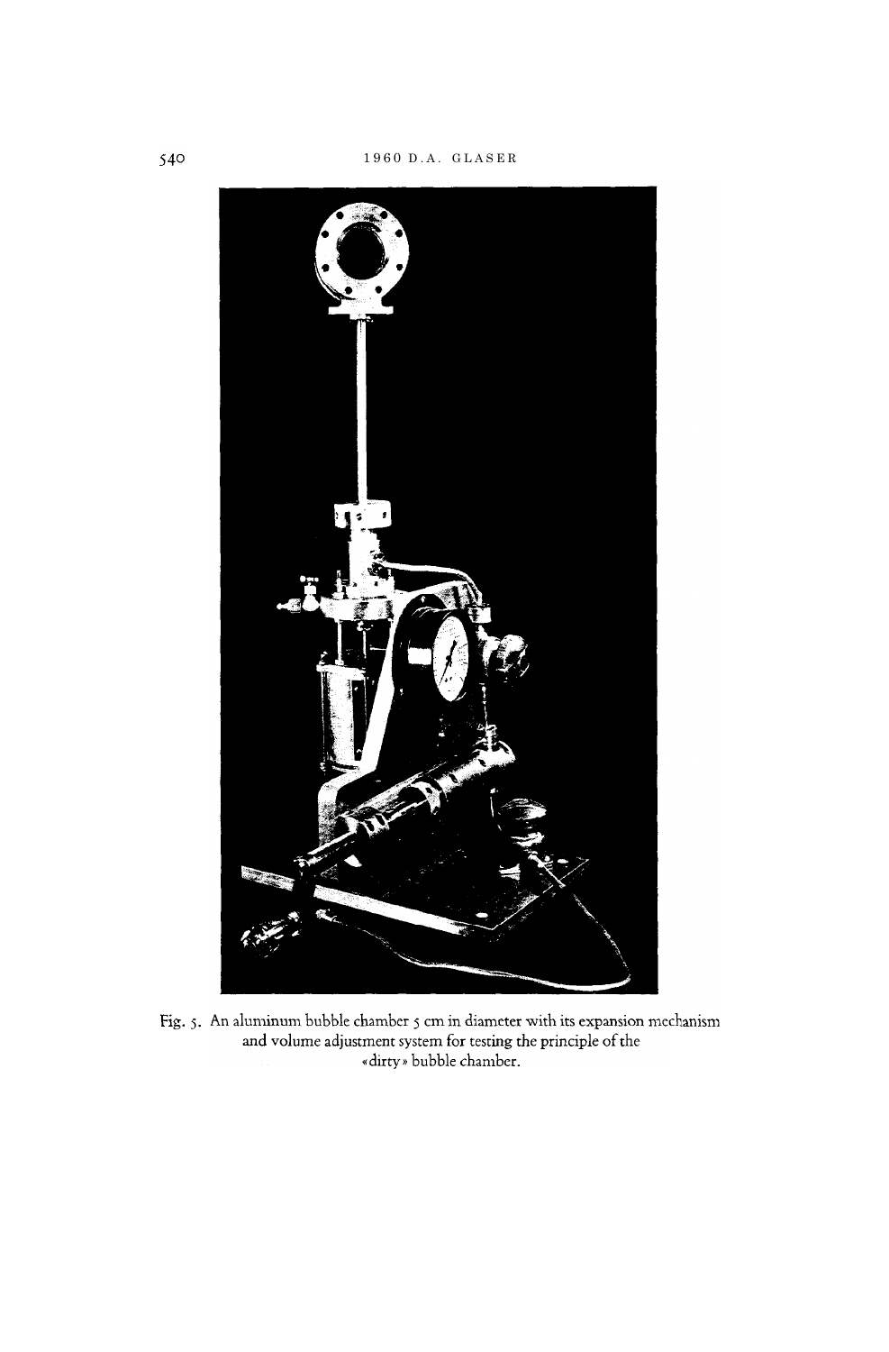Fig. 5. An aluminum bubble chamber 5 cm in diameter with its expansion mechanism and volume adjustment system for testing the principle of the «dirty» bubble chamber.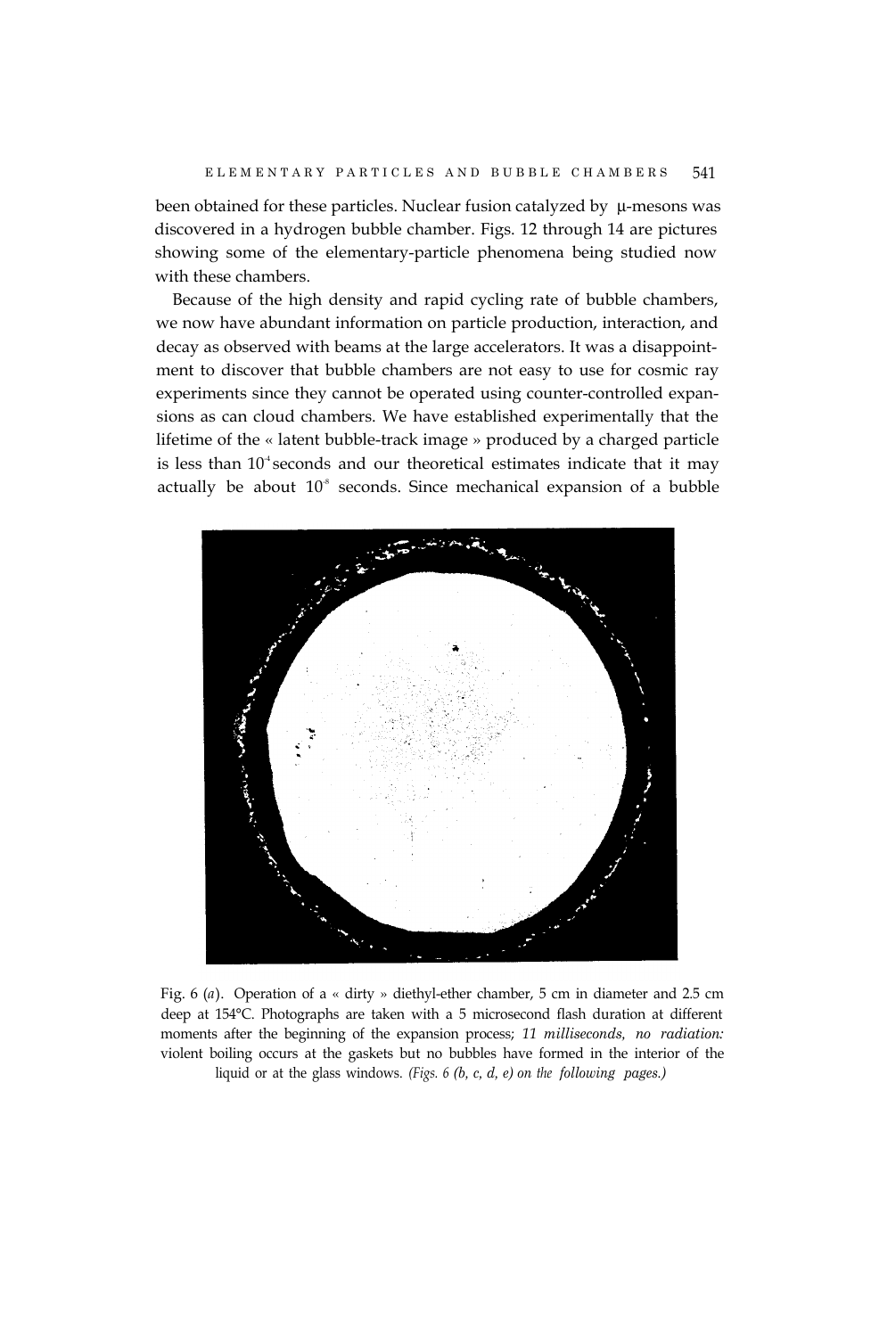been obtained for these particles. Nuclear fusion catalyzed by μ-mesons was discovered in a hydrogen bubble chamber. Figs. 12 through 14 are pictures showing some of the elementary-particle phenomena being studied now with these chambers.

Because of the high density and rapid cycling rate of bubble chambers, we now have abundant information on particle production, interaction, and decay as observed with beams at the large accelerators. It was a disappointment to discover that bubble chambers are not easy to use for cosmic ray experiments since they cannot be operated using counter-controlled expansions as can cloud chambers. We have established experimentally that the lifetime of the « latent bubble-track image » produced by a charged particle is less than $10^{-4}$ seconds and our theoretical estimates indicate that it may actually be about $10^{-8}$ seconds. Since mechanical expansion of a bubble

Fig. 6 (*a*). Operation of a « dirty » diethyl-ether chamber, 5 cm in diameter and 2.5 cm deep at 154°C. Photographs are taken with a 5 microsecond flash duration at different moments after the beginning of the expansion process; *11 milliseconds, no radiation:* violent boiling occurs at the gaskets but no bubbles have formed in the interior of the liquid or at the glass windows. *(Figs. 6 (b, c, d, e) on the following pages.)*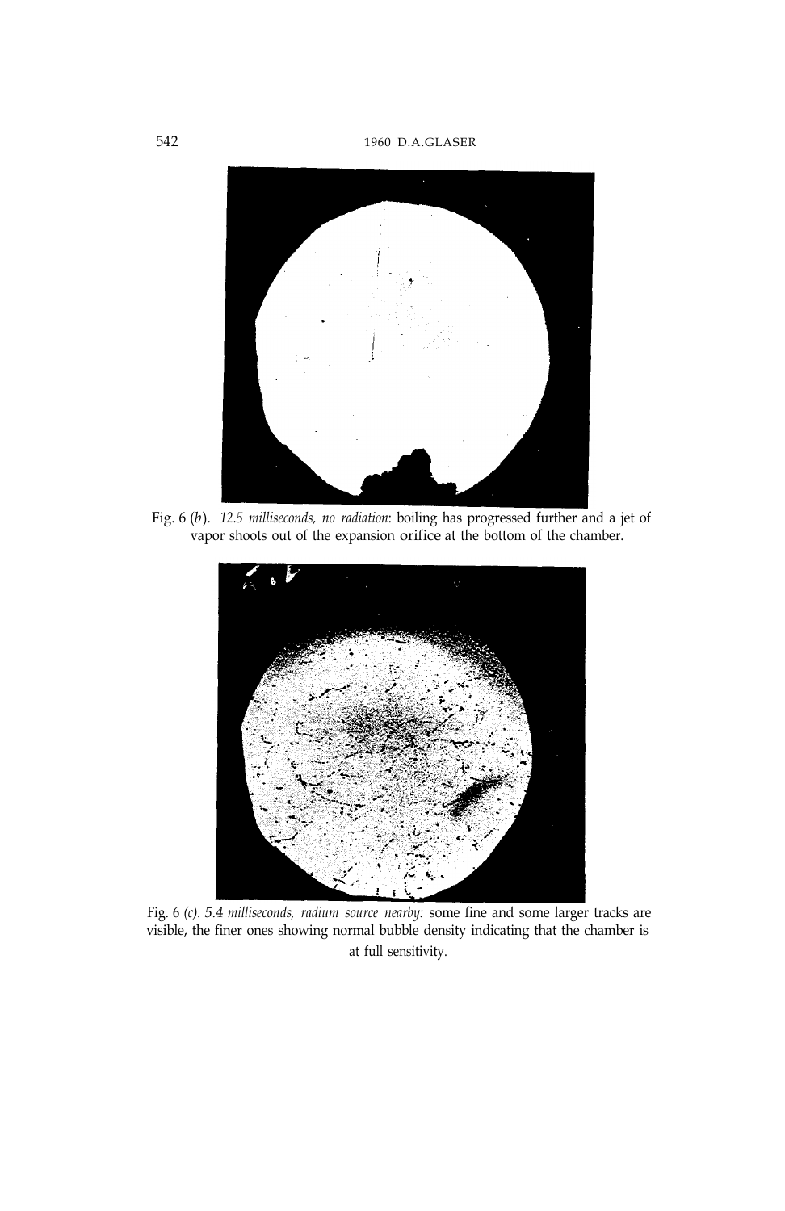Fig. 6 (*b*). *12.5 milliseconds, no radiation*: boiling has progressed further and a jet of vapor shoots out of the expansion orifice at the bottom of the chamber.

Fig. 6 *(c). 5.4 milliseconds, radium source nearby:* some fine and some larger tracks are visible, the finer ones showing normal bubble density indicating that the chamber is at full sensitivity.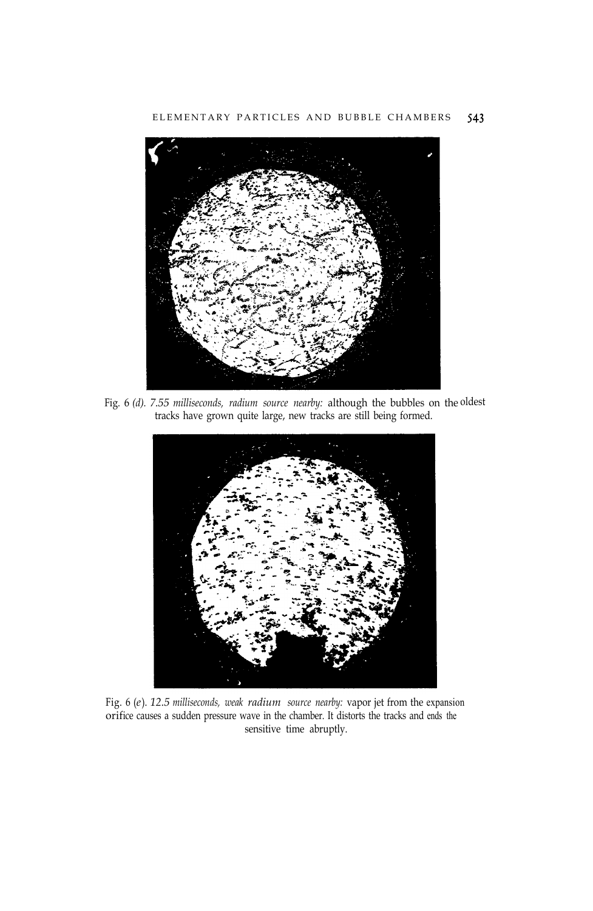Fig. 6 *(d). 7.55 milliseconds, radium source nearby:* although the bubbles on the oldest tracks have grown quite large, new tracks are still being formed.

Fig. 6 *(e). 12.5 milliseconds, weak radium source nearby:* vapor jet from the expansion orifice causes a sudden pressure wave in the chamber. It distorts the tracks and ends the sensitive time abruptly.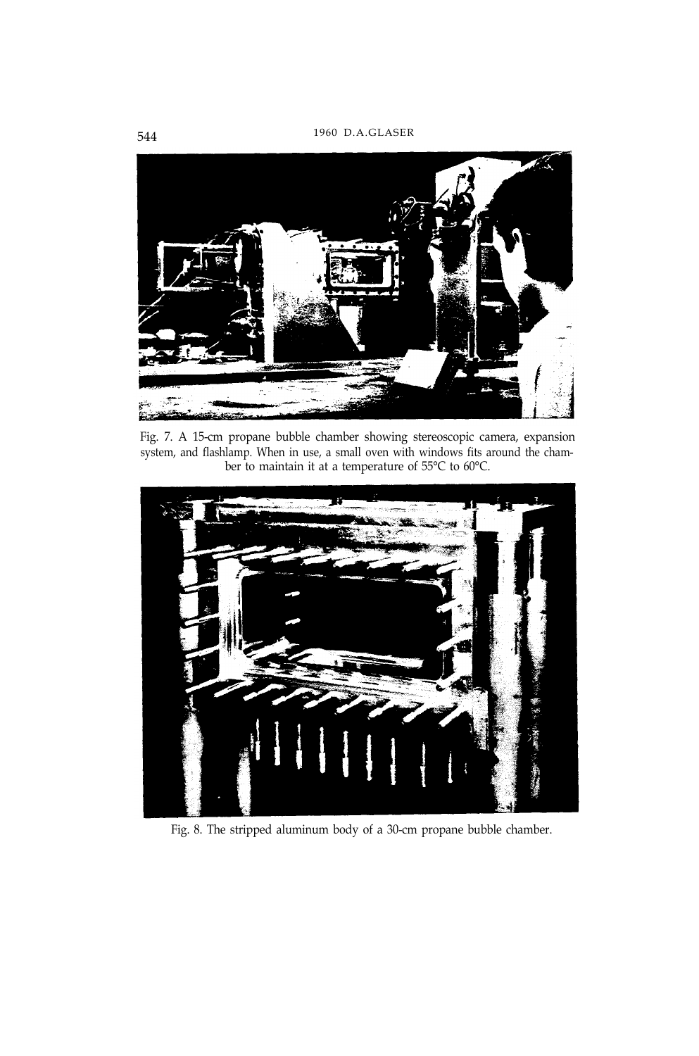Fig. 7. A 15-cm propane bubble chamber showing stereoscopic camera, expansion system, and flashlamp. When in use, a small oven with windows fits around the chamber to maintain it at a temperature of 55°C to 60°C.

Fig. 8. The stripped aluminum body of a 30-cm propane bubble chamber.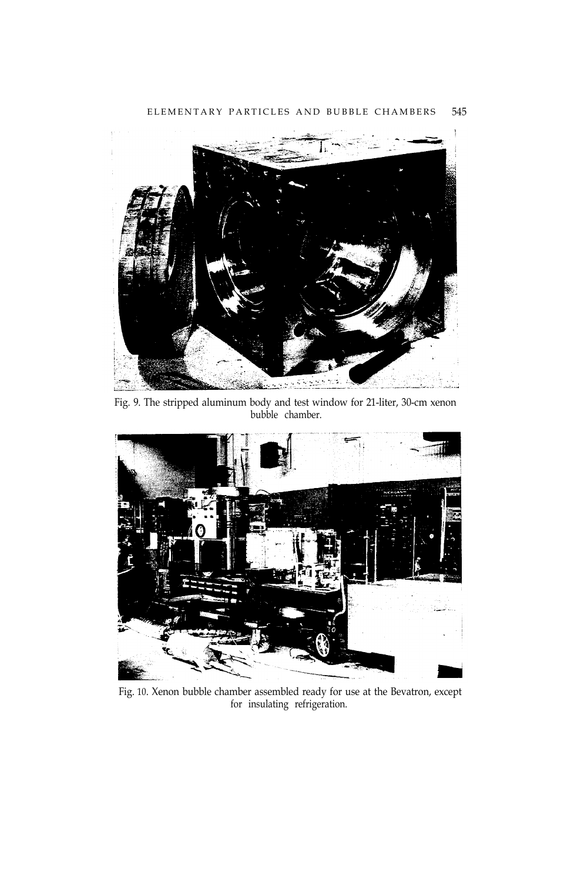Fig. 9. The stripped aluminum body and test window for 21-liter, 30-cm xenon bubble chamber.

Fig. 10. Xenon bubble chamber assembled ready for use at the Bevatron, except for insulating refrigeration.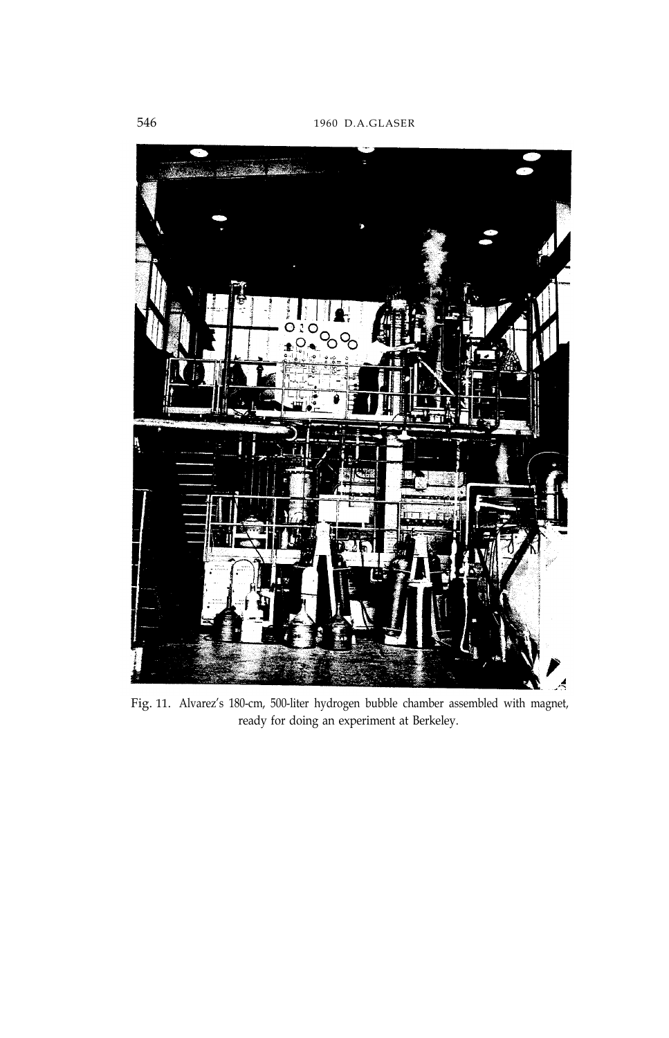Fig. 11. Alvarez's 180-cm, 500-liter hydrogen bubble chamber assembled with magnet, ready for doing an experiment at Berkeley.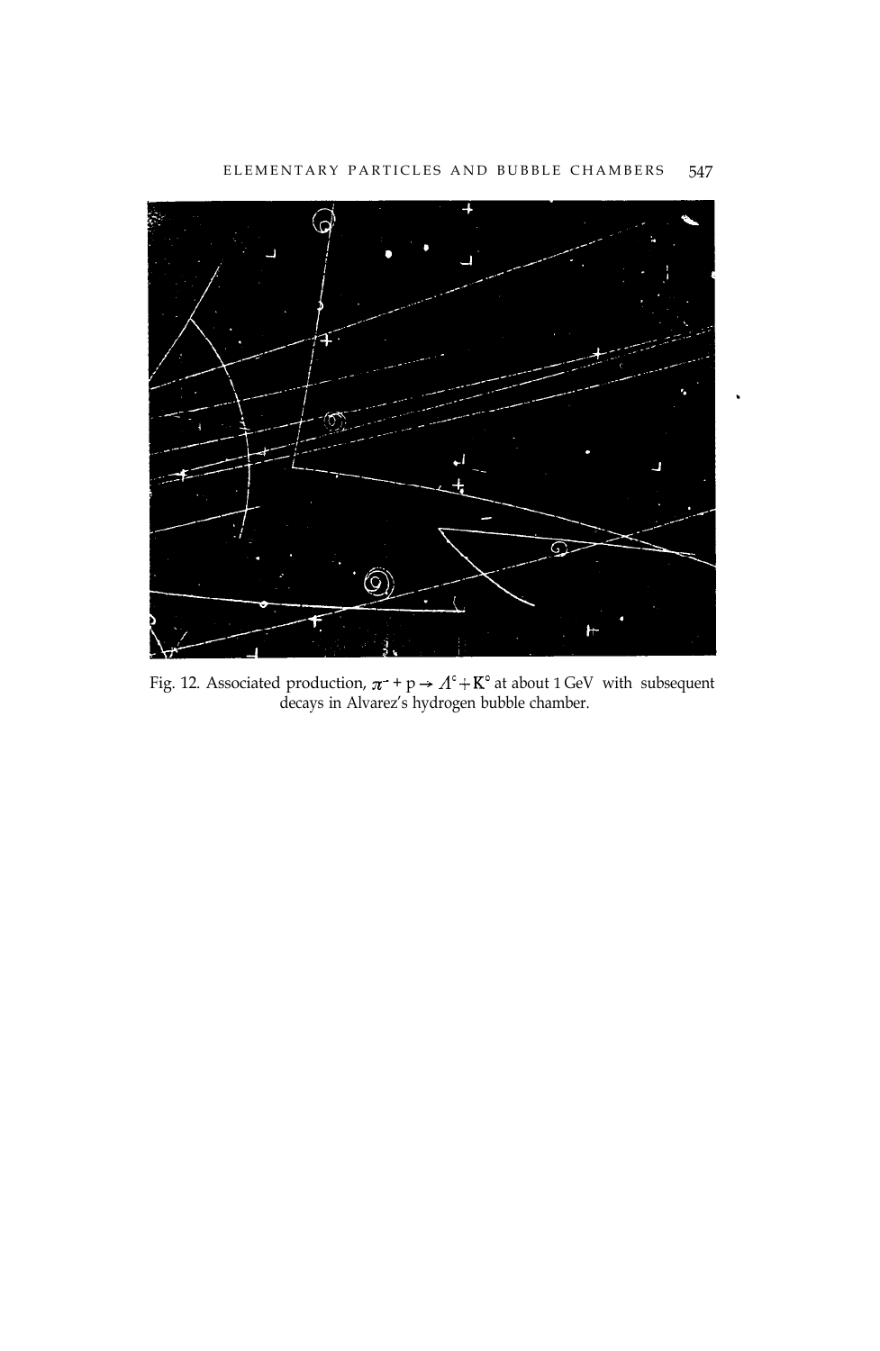Fig. 12. Associated production, $\pi^- + p \rightarrow \Lambda^\circ + K^\circ$ at about 1 GeV with subsequent decays in Alvarez's hydrogen bubble chamber.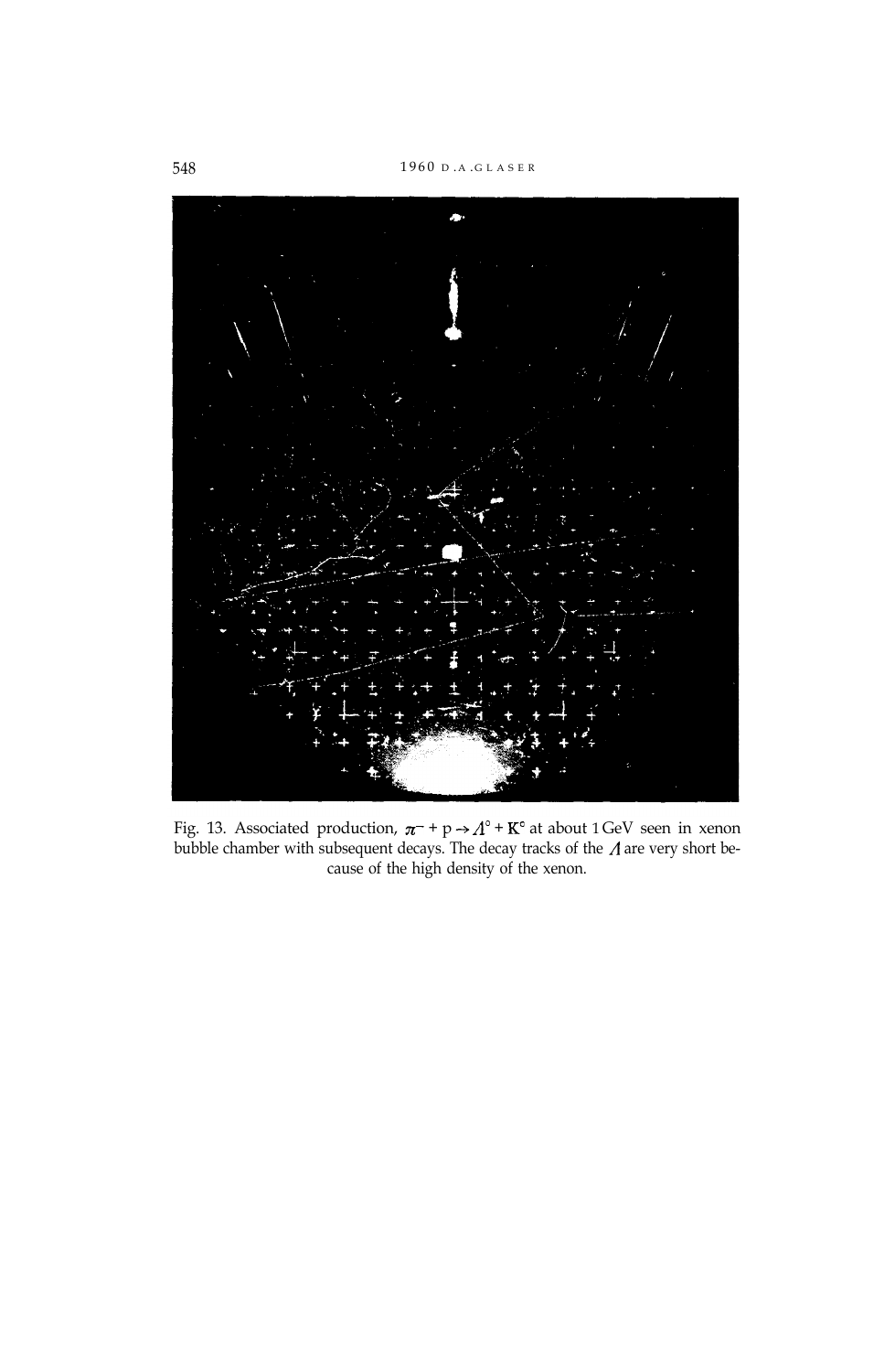Fig. 13. Associated production, $\pi^- + p \rightarrow \Lambda^0 + K^0$ at about 1 GeV seen in xenon bubble chamber with subsequent decays. The decay tracks of the $\Lambda$ are very short because of the high density of the xenon.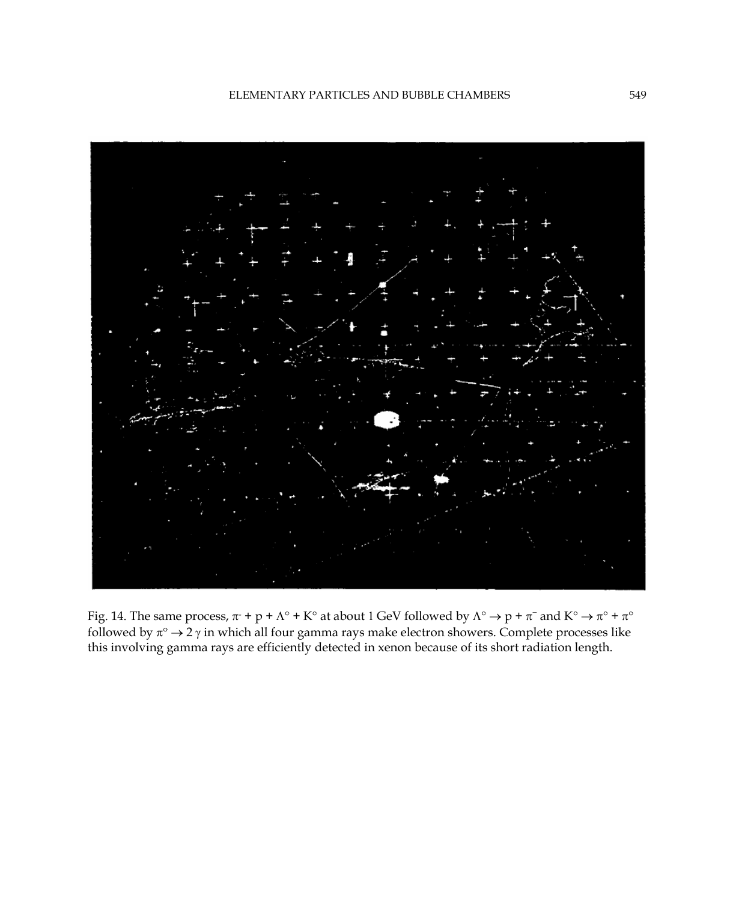Fig. 14. The same process, $\pi^- + p + \Lambda^\circ + K^\circ$ at about 1 GeV followed by $\Lambda^\circ \rightarrow p + \pi^-$ and $K^\circ \rightarrow \pi^\circ + \pi^\circ$ followed by $\pi^\circ \rightarrow 2\,\gamma$ in which all four gamma rays make electron showers. Complete processes like this involving gamma rays are efficiently detected in xenon because of its short radiation length.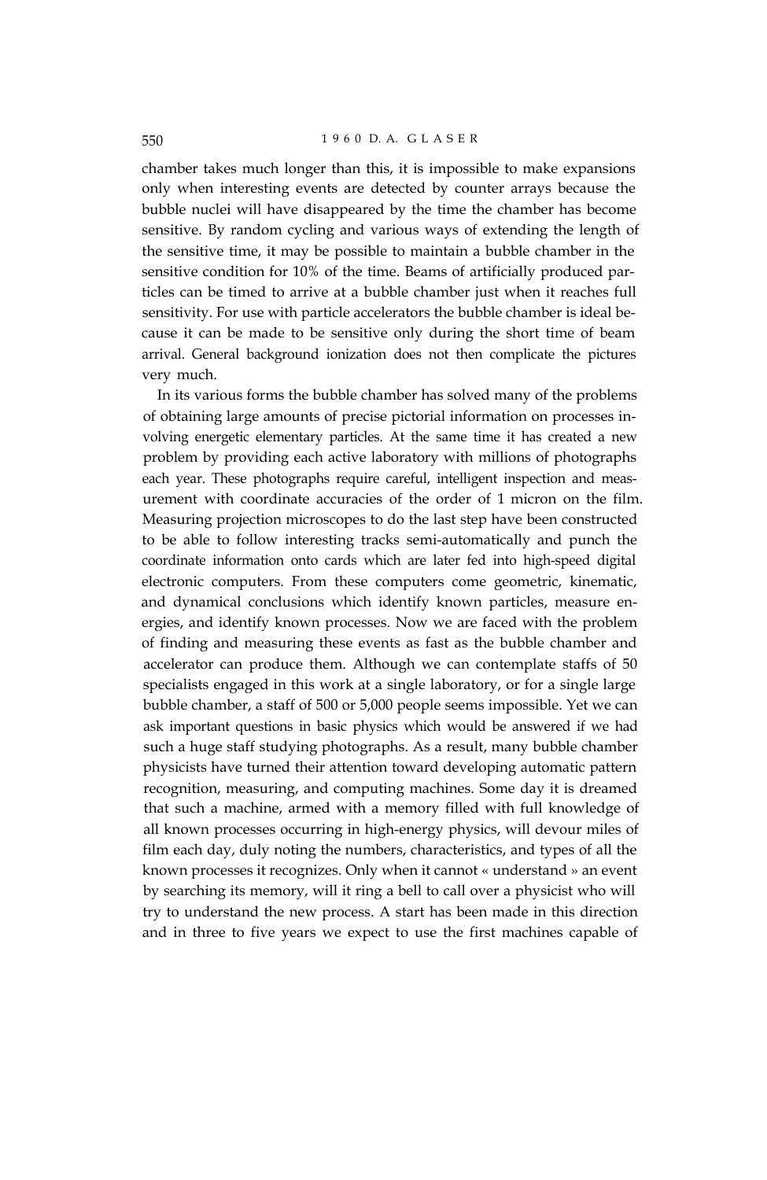chamber takes much longer than this, it is impossible to make expansions only when interesting events are detected by counter arrays because the bubble nuclei will have disappeared by the time the chamber has become sensitive. By random cycling and various ways of extending the length of the sensitive time, it may be possible to maintain a bubble chamber in the sensitive condition for 10% of the time. Beams of artificially produced particles can be timed to arrive at a bubble chamber just when it reaches full sensitivity. For use with particle accelerators the bubble chamber is ideal because it can be made to be sensitive only during the short time of beam arrival. General background ionization does not then complicate the pictures very much.

In its various forms the bubble chamber has solved many of the problems of obtaining large amounts of precise pictorial information on processes involving energetic elementary particles. At the same time it has created a new problem by providing each active laboratory with millions of photographs each year. These photographs require careful, intelligent inspection and measurement with coordinate accuracies of the order of 1 micron on the film. Measuring projection microscopes to do the last step have been constructed to be able to follow interesting tracks semi-automatically and punch the coordinate information onto cards which are later fed into high-speed digital electronic computers. From these computers come geometric, kinematic, and dynamical conclusions which identify known particles, measure energies, and identify known processes. Now we are faced with the problem of finding and measuring these events as fast as the bubble chamber and accelerator can produce them. Although we can contemplate staffs of 50 specialists engaged in this work at a single laboratory, or for a single large bubble chamber, a staff of 500 or 5,000 people seems impossible. Yet we can ask important questions in basic physics which would be answered if we had such a huge staff studying photographs. As a result, many bubble chamber physicists have turned their attention toward developing automatic pattern recognition, measuring, and computing machines. Some day it is dreamed that such a machine, armed with a memory filled with full knowledge of all known processes occurring in high-energy physics, will devour miles of film each day, duly noting the numbers, characteristics, and types of all the known processes it recognizes. Only when it cannot « understand » an event by searching its memory, will it ring a bell to call over a physicist who will try to understand the new process. A start has been made in this direction and in three to five years we expect to use the first machines capable of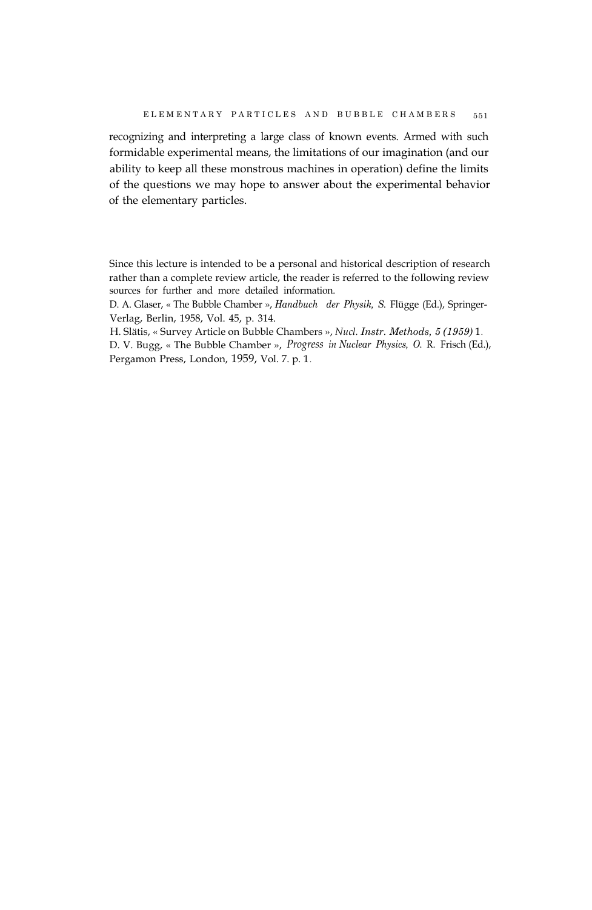recognizing and interpreting a large class of known events. Armed with such formidable experimental means, the limitations of our imagination (and our ability to keep all these monstrous machines in operation) define the limits of the questions we may hope to answer about the experimental behavior of the elementary particles.

Since this lecture is intended to be a personal and historical description of research rather than a complete review article, the reader is referred to the following review sources for further and more detailed information.

D. A. Glaser, « The Bubble Chamber », *Handbuch der Physik*, *S.* Flügge (Ed.), Springer-Verlag, Berlin, 1958, Vol. 45, p. 314.

H. Slätis, « Survey Article on Bubble Chambers », *Nucl. Instr. Methods*, *5 (1959)* 1.

D. V. Bugg, « The Bubble Chamber », *Progress in Nuclear Physics*, *O.* R. Frisch (Ed.), Pergamon Press, London, 1959, Vol. 7. p. 1.